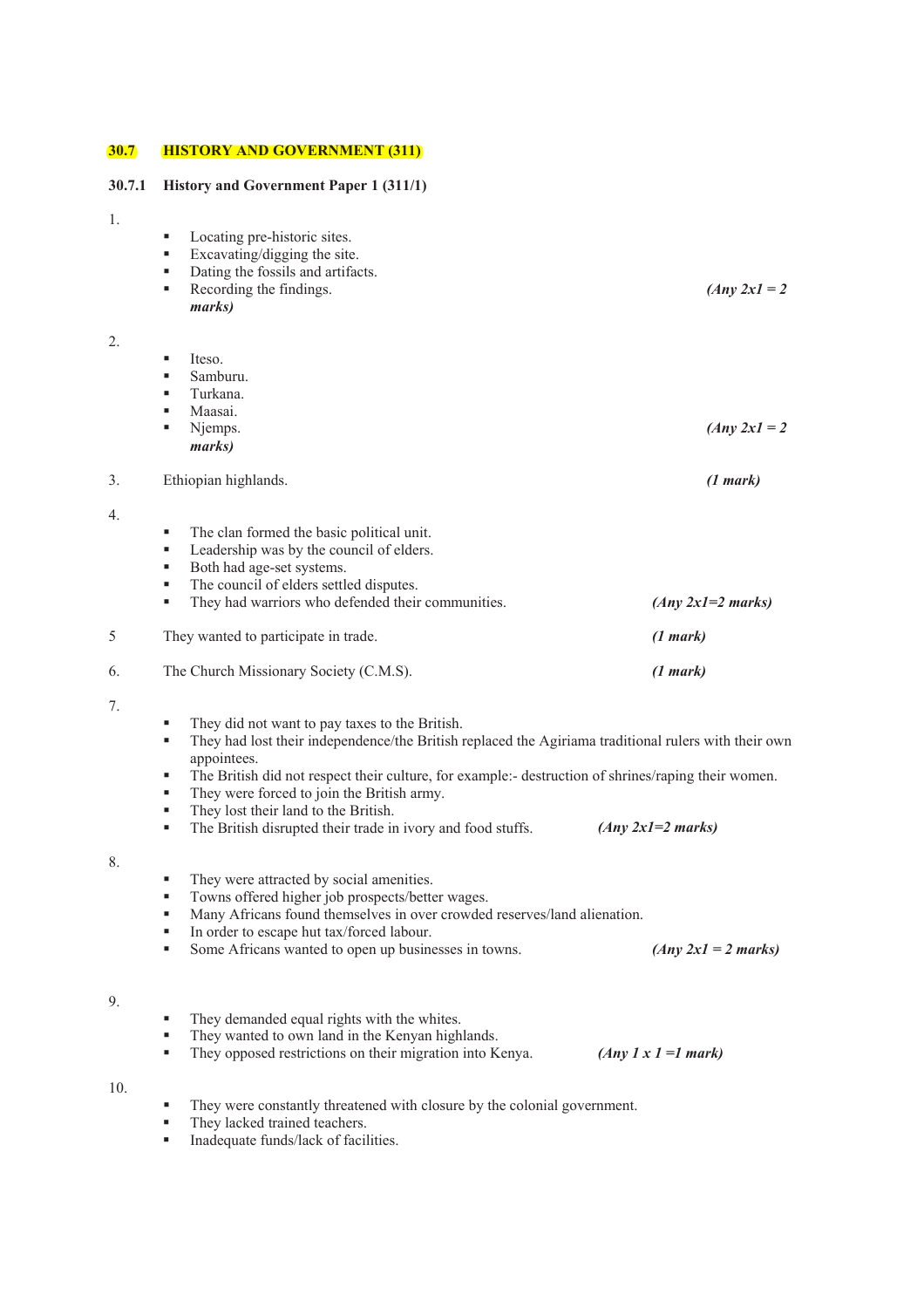## 30.7 HISTORY AND GOVERNMENT (311)

### 30.7.1 History and Government Paper 1 (311/1)

1.

- Locating pre-historic sites.
- Excavating/digging the site.
- Dating the fossils and artifacts.
- Recording the findings. *(Any 2x1 = 2 marks)*

2.

- Iteso.
- Samburu.
- Turkana.
- Maasai.
- Njemps. *(Any 2x1 = 2 marks)*

3. Ethiopian highlands. *(1 mark)*

4.

- The clan formed the basic political unit.
- Leadership was by the council of elders.
- Both had age-set systems.
- The council of elders settled disputes.
- They had warriors who defended their communities. *(Any 2x1=2 marks)*

5. They wanted to participate in trade. *(1 mark)*

6. The Church Missionary Society (C.M.S). *(1 mark)*

7.

- They did not want to pay taxes to the British.
- They had lost their independence/the British replaced the Agiriama traditional rulers with their own appointees.
- The British did not respect their culture, for example:- destruction of shrines/raping their women.
- They were forced to join the British army.
- They lost their land to the British.
- The British disrupted their trade in ivory and food stuffs. *(Any 2x1=2 marks)*

8.

- They were attracted by social amenities.
- Towns offered higher job prospects/better wages.
- Many Africans found themselves in over crowded reserves/land alienation.
- In order to escape hut tax/forced labour.
- Some Africans wanted to open up businesses in towns. *(Any 2x1 = 2 marks)*

9.

- They demanded equal rights with the whites.
- They wanted to own land in the Kenyan highlands.
- They opposed restrictions on their migration into Kenya. *(Any 1 x 1 =1 mark)*

10.

- They were constantly threatened with closure by the colonial government.
- They lacked trained teachers.
- Inadequate funds/lack of facilities.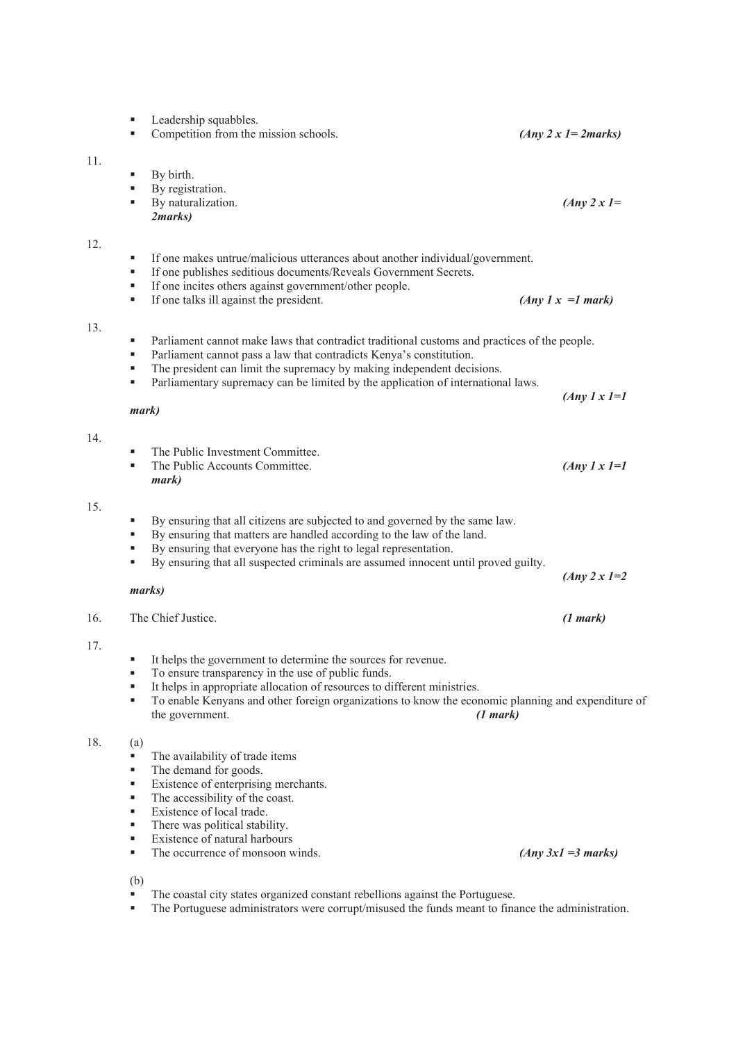- Leadership squabbles.
- Competition from the mission schools. ***(Any 2 x 1= 2marks)***

11.

- By birth.
- By registration.
- By naturalization. ***(Any 2 x 1= 2marks)***

12.

- If one makes untrue/malicious utterances about another individual/government.
- If one publishes seditious documents/Reveals Government Secrets.
- If one incites others against government/other people.
- If one talks ill against the president. ***(Any 1 x =1 mark)***

13.

- Parliament cannot make laws that contradict traditional customs and practices of the people.
- Parliament cannot pass a law that contradicts Kenya's constitution.
- The president can limit the supremacy by making independent decisions.
- Parliamentary supremacy can be limited by the application of international laws. ***(Any 1 x 1=1 mark)***

14.

- The Public Investment Committee.
- The Public Accounts Committee. ***(Any 1 x 1=1 mark)***

15.

- By ensuring that all citizens are subjected to and governed by the same law.
- By ensuring that matters are handled according to the law of the land.
- By ensuring that everyone has the right to legal representation.
- By ensuring that all suspected criminals are assumed innocent until proved guilty. ***(Any 2 x 1=2 marks)***

16. The Chief Justice. ***(1 mark)***

17.

- It helps the government to determine the sources for revenue.
- To ensure transparency in the use of public funds.
- It helps in appropriate allocation of resources to different ministries.
- To enable Kenyans and other foreign organizations to know the economic planning and expenditure of the government. ***(1 mark)***

18. (a)

- The availability of trade items
- The demand for goods.
- Existence of enterprising merchants.
- The accessibility of the coast.
- Existence of local trade.
- There was political stability.
- Existence of natural harbours
- The occurrence of monsoon winds. ***(Any 3x1 =3 marks)***

(b)

- The coastal city states organized constant rebellions against the Portuguese.
- The Portuguese administrators were corrupt/misused the funds meant to finance the administration.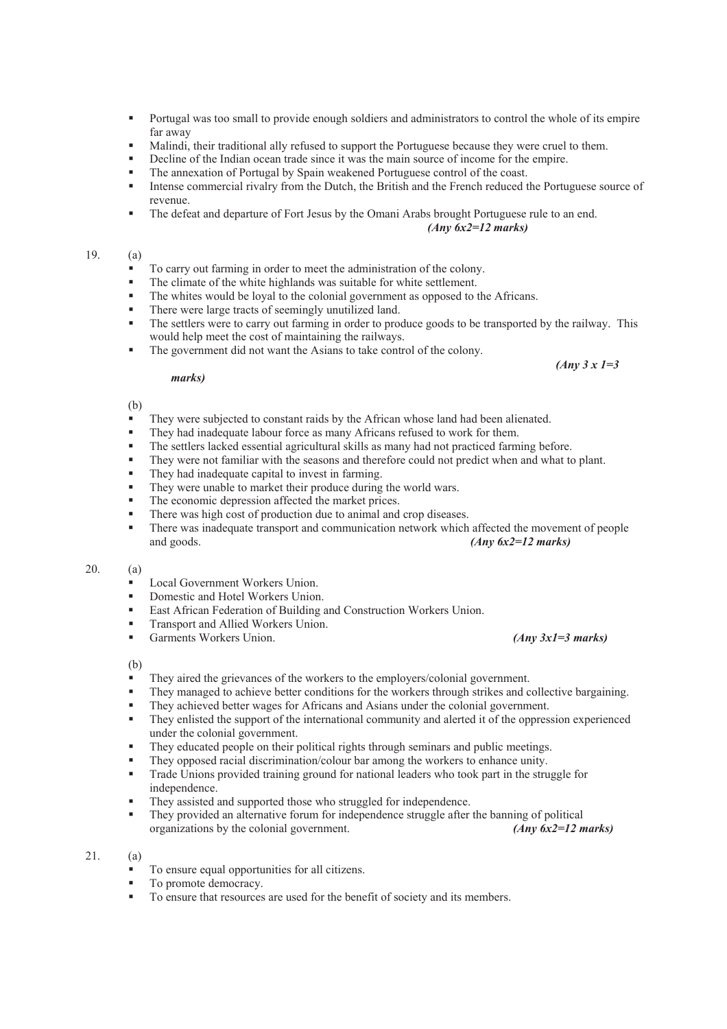- Portugal was too small to provide enough soldiers and administrators to control the whole of its empire far away
- Malindi, their traditional ally refused to support the Portuguese because they were cruel to them.
- Decline of the Indian ocean trade since it was the main source of income for the empire.
- The annexation of Portugal by Spain weakened Portuguese control of the coast.
- Intense commercial rivalry from the Dutch, the British and the French reduced the Portuguese source of revenue.
- The defeat and departure of Fort Jesus by the Omani Arabs brought Portuguese rule to an end.

***(Any 6x2=12 marks)***

19. (a)

- To carry out farming in order to meet the administration of the colony.
- The climate of the white highlands was suitable for white settlement.
- The whites would be loyal to the colonial government as opposed to the Africans.
- There were large tracts of seemingly unutilized land.
- The settlers were to carry out farming in order to produce goods to be transported by the railway. This would help meet the cost of maintaining the railways.
- The government did not want the Asians to take control of the colony.

***(Any 3 x 1=3 marks)***

(b)

- They were subjected to constant raids by the African whose land had been alienated.
- They had inadequate labour force as many Africans refused to work for them.
- The settlers lacked essential agricultural skills as many had not practiced farming before.
- They were not familiar with the seasons and therefore could not predict when and what to plant.
- They had inadequate capital to invest in farming.
- They were unable to market their produce during the world wars.
- The economic depression affected the market prices.
- There was high cost of production due to animal and crop diseases.
- There was inadequate transport and communication network which affected the movement of people and goods.

***(Any 6x2=12 marks)***

20. (a)

- Local Government Workers Union.
- Domestic and Hotel Workers Union.
- East African Federation of Building and Construction Workers Union.
- Transport and Allied Workers Union.
- Garments Workers Union.

***(Any 3x1=3 marks)***

(b)

- They aired the grievances of the workers to the employers/colonial government.
- They managed to achieve better conditions for the workers through strikes and collective bargaining.
- They achieved better wages for Africans and Asians under the colonial government.
- They enlisted the support of the international community and alerted it of the oppression experienced under the colonial government.
- They educated people on their political rights through seminars and public meetings.
- They opposed racial discrimination/colour bar among the workers to enhance unity.
- Trade Unions provided training ground for national leaders who took part in the struggle for independence.
- They assisted and supported those who struggled for independence.
- They provided an alternative forum for independence struggle after the banning of political organizations by the colonial government.

***(Any 6x2=12 marks)***

21. (a)

- To ensure equal opportunities for all citizens.
- To promote democracy.
- To ensure that resources are used for the benefit of society and its members.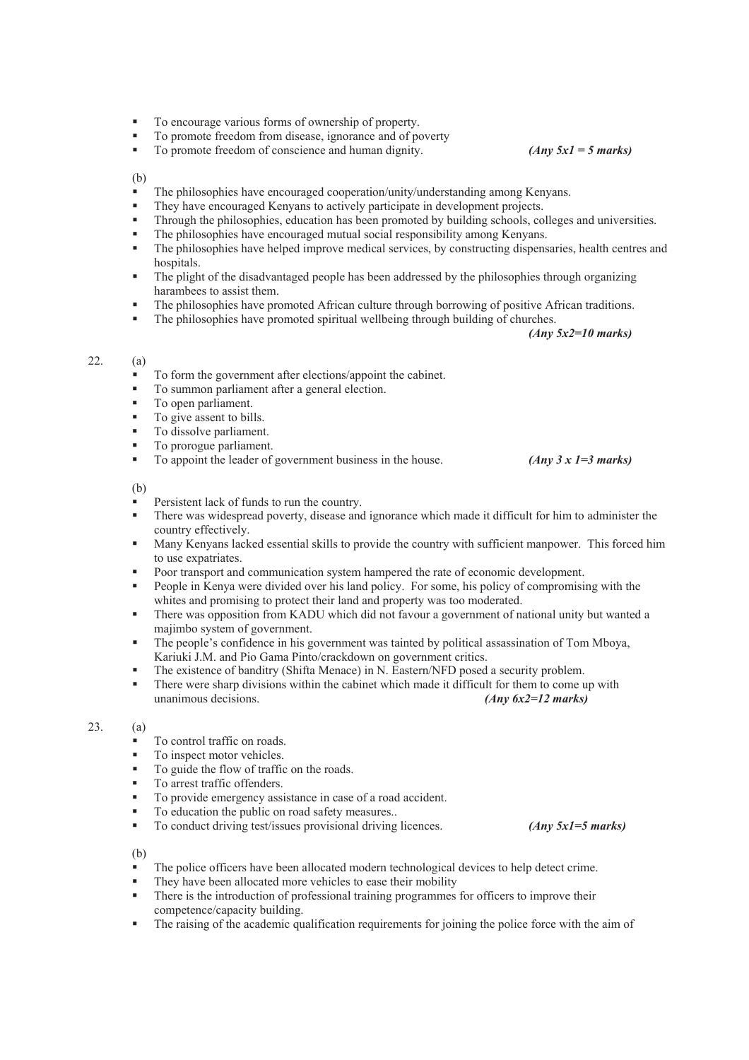- To encourage various forms of ownership of property.
- To promote freedom from disease, ignorance and of poverty
- To promote freedom of conscience and human dignity. ***(Any 5x1 = 5 marks)***

(b)

- The philosophies have encouraged cooperation/unity/understanding among Kenyans.
- They have encouraged Kenyans to actively participate in development projects.
- Through the philosophies, education has been promoted by building schools, colleges and universities.
- The philosophies have encouraged mutual social responsibility among Kenyans.
- The philosophies have helped improve medical services, by constructing dispensaries, health centres and hospitals.
- The plight of the disadvantaged people has been addressed by the philosophies through organizing harambees to assist them.
- The philosophies have promoted African culture through borrowing of positive African traditions.
- The philosophies have promoted spiritual wellbeing through building of churches.

***(Any 5x2=10 marks)***

22. (a)

- To form the government after elections/appoint the cabinet.
- To summon parliament after a general election.
- To open parliament.
- To give assent to bills.
- To dissolve parliament.
- To prorogue parliament.
- To appoint the leader of government business in the house. ***(Any 3 x 1=3 marks)***

(b)

- Persistent lack of funds to run the country.
- There was widespread poverty, disease and ignorance which made it difficult for him to administer the country effectively.
- Many Kenyans lacked essential skills to provide the country with sufficient manpower. This forced him to use expatriates.
- Poor transport and communication system hampered the rate of economic development.
- People in Kenya were divided over his land policy. For some, his policy of compromising with the whites and promising to protect their land and property was too moderated.
- There was opposition from KADU which did not favour a government of national unity but wanted a majimbo system of government.
- The people's confidence in his government was tainted by political assassination of Tom Mboya, Kariuki J.M. and Pio Gama Pinto/crackdown on government critics.
- The existence of banditry (Shifta Menace) in N. Eastern/NFD posed a security problem.
- There were sharp divisions within the cabinet which made it difficult for them to come up with unanimous decisions. ***(Any 6x2=12 marks)***

23. (a)

- To control traffic on roads.
- To inspect motor vehicles.
- To guide the flow of traffic on the roads.
- To arrest traffic offenders.
- To provide emergency assistance in case of a road accident.
- To education the public on road safety measures..
- To conduct driving test/issues provisional driving licences. ***(Any 5x1=5 marks)***

(b)

- The police officers have been allocated modern technological devices to help detect crime.
- They have been allocated more vehicles to ease their mobility
- There is the introduction of professional training programmes for officers to improve their competence/capacity building.
- The raising of the academic qualification requirements for joining the police force with the aim of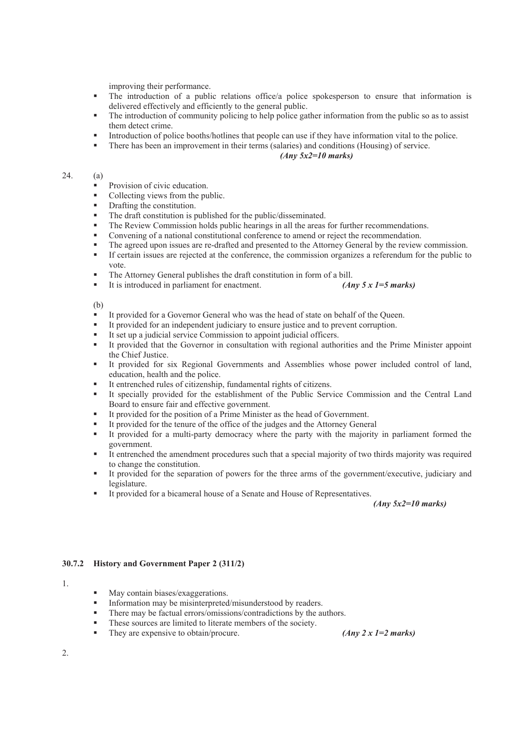improving their performance.

- The introduction of a public relations office/a police spokesperson to ensure that information is delivered effectively and efficiently to the general public.
- The introduction of community policing to help police gather information from the public so as to assist them detect crime.
- Introduction of police booths/hotlines that people can use if they have information vital to the police.
- There has been an improvement in their terms (salaries) and conditions (Housing) of service.

*(Any 5x2=10 marks)*

24. (a)

- Provision of civic education.
- Collecting views from the public.
- Drafting the constitution.
- The draft constitution is published for the public/disseminated.
- The Review Commission holds public hearings in all the areas for further recommendations.
- Convening of a national constitutional conference to amend or reject the recommendation.
- The agreed upon issues are re-drafted and presented to the Attorney General by the review commission.
- If certain issues are rejected at the conference, the commission organizes a referendum for the public to vote.
- The Attorney General publishes the draft constitution in form of a bill.
- It is introduced in parliament for enactment. *(Any 5 x 1=5 marks)*

(b)

- It provided for a Governor General who was the head of state on behalf of the Queen.
- It provided for an independent judiciary to ensure justice and to prevent corruption.
- It set up a judicial service Commission to appoint judicial officers.
- It provided that the Governor in consultation with regional authorities and the Prime Minister appoint the Chief Justice.
- It provided for six Regional Governments and Assemblies whose power included control of land, education, health and the police.
- It entrenched rules of citizenship, fundamental rights of citizens.
- It specially provided for the establishment of the Public Service Commission and the Central Land Board to ensure fair and effective government.
- It provided for the position of a Prime Minister as the head of Government.
- It provided for the tenure of the office of the judges and the Attorney General
- It provided for a multi-party democracy where the party with the majority in parliament formed the government.
- It entrenched the amendment procedures such that a special majority of two thirds majority was required to change the constitution.
- It provided for the separation of powers for the three arms of the government/executive, judiciary and legislature.
- It provided for a bicameral house of a Senate and House of Representatives.

*(Any 5x2=10 marks)*

### 30.7.2 History and Government Paper 2 (311/2)

1.

- May contain biases/exaggerations.
- Information may be misinterpreted/misunderstood by readers.
- There may be factual errors/omissions/contradictions by the authors.
- These sources are limited to literate members of the society.
- They are expensive to obtain/procure. *(Any 2 x 1=2 marks)*

2.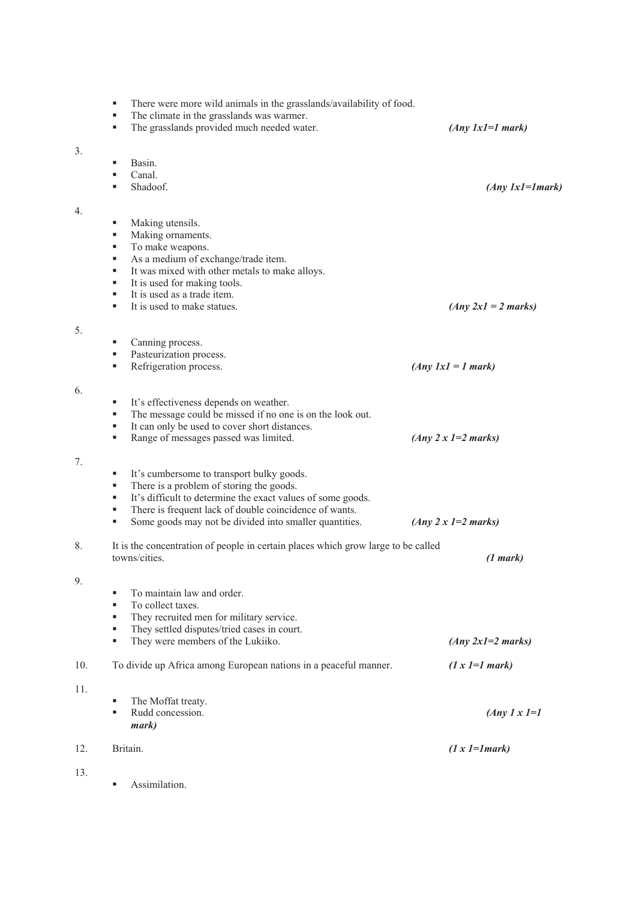- There were more wild animals in the grasslands/availability of food.
- The climate in the grasslands was warmer.
- The grasslands provided much needed water. ***(Any 1x1=1 mark)***

3.
- Basin.
- Canal.
- Shadoof. ***(Any 1x1=1mark)***

4.
- Making utensils.
- Making ornaments.
- To make weapons.
- As a medium of exchange/trade item.
- It was mixed with other metals to make alloys.
- It is used for making tools.
- It is used as a trade item.
- It is used to make statues. ***(Any 2x1 = 2 marks)***

5.
- Canning process.
- Pasteurization process.
- Refrigeration process. ***(Any 1x1 = 1 mark)***

6.
- It's effectiveness depends on weather.
- The message could be missed if no one is on the look out.
- It can only be used to cover short distances.
- Range of messages passed was limited. ***(Any 2 x 1=2 marks)***

7.
- It's cumbersome to transport bulky goods.
- There is a problem of storing the goods.
- It's difficult to determine the exact values of some goods.
- There is frequent lack of double coincidence of wants.
- Some goods may not be divided into smaller quantities. ***(Any 2 x 1=2 marks)***

8. It is the concentration of people in certain places which grow large to be called towns/cities. ***(1 mark)***

9.
- To maintain law and order.
- To collect taxes.
- They recruited men for military service.
- They settled disputes/tried cases in court.
- They were members of the Lukiiko. ***(Any 2x1=2 marks)***

10. To divide up Africa among European nations in a peaceful manner. ***(1 x 1=1 mark)***

11.
- The Moffat treaty.
- Rudd concession. ***(Any 1 x 1=1 mark)***

12. Britain. ***(1 x 1=1mark)***

13.
- Assimilation.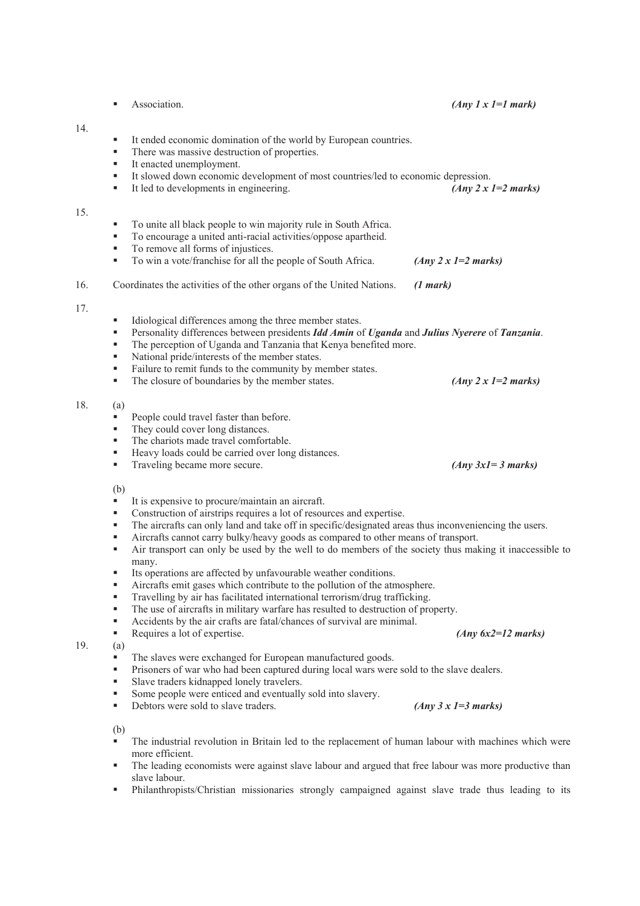- Association. ***(Any 1 x 1=1 mark)***

14.

- It ended economic domination of the world by European countries.
- There was massive destruction of properties.
- It enacted unemployment.
- It slowed down economic development of most countries/led to economic depression.
- It led to developments in engineering. ***(Any 2 x 1=2 marks)***

15.

- To unite all black people to win majority rule in South Africa.
- To encourage a united anti-racial activities/oppose apartheid.
- To remove all forms of injustices.
- To win a vote/franchise for all the people of South Africa. ***(Any 2 x 1=2 marks)***

16. Coordinates the activities of the other organs of the United Nations. ***(1 mark)***

17.

- Idiological differences among the three member states.
- Personality differences between presidents ***Idd Amin*** of ***Uganda*** and ***Julius Nyerere*** of ***Tanzania***.
- The perception of Uganda and Tanzania that Kenya benefited more.
- National pride/interests of the member states.
- Failure to remit funds to the community by member states.
- The closure of boundaries by the member states. ***(Any 2 x 1=2 marks)***

18. (a)

- People could travel faster than before.
- They could cover long distances.
- The chariots made travel comfortable.
- Heavy loads could be carried over long distances.
- Traveling became more secure. ***(Any 3x1= 3 marks)***

(b)

- It is expensive to procure/maintain an aircraft.
- Construction of airstrips requires a lot of resources and expertise.
- The aircrafts can only land and take off in specific/designated areas thus inconveniencing the users.
- Aircrafts cannot carry bulky/heavy goods as compared to other means of transport.
- Air transport can only be used by the well to do members of the society thus making it inaccessible to many.
- Its operations are affected by unfavourable weather conditions.
- Aircrafts emit gases which contribute to the pollution of the atmosphere.
- Travelling by air has facilitated international terrorism/drug trafficking.
- The use of aircrafts in military warfare has resulted to destruction of property.
- Accidents by the air crafts are fatal/chances of survival are minimal.
- Requires a lot of expertise. ***(Any 6x2=12 marks)***

19. (a)

- The slaves were exchanged for European manufactured goods.
- Prisoners of war who had been captured during local wars were sold to the slave dealers.
- Slave traders kidnapped lonely travelers.
- Some people were enticed and eventually sold into slavery.
- Debtors were sold to slave traders. ***(Any 3 x 1=3 marks)***

(b)

- The industrial revolution in Britain led to the replacement of human labour with machines which were more efficient.
- The leading economists were against slave labour and argued that free labour was more productive than slave labour.
- Philanthropists/Christian missionaries strongly campaigned against slave trade thus leading to its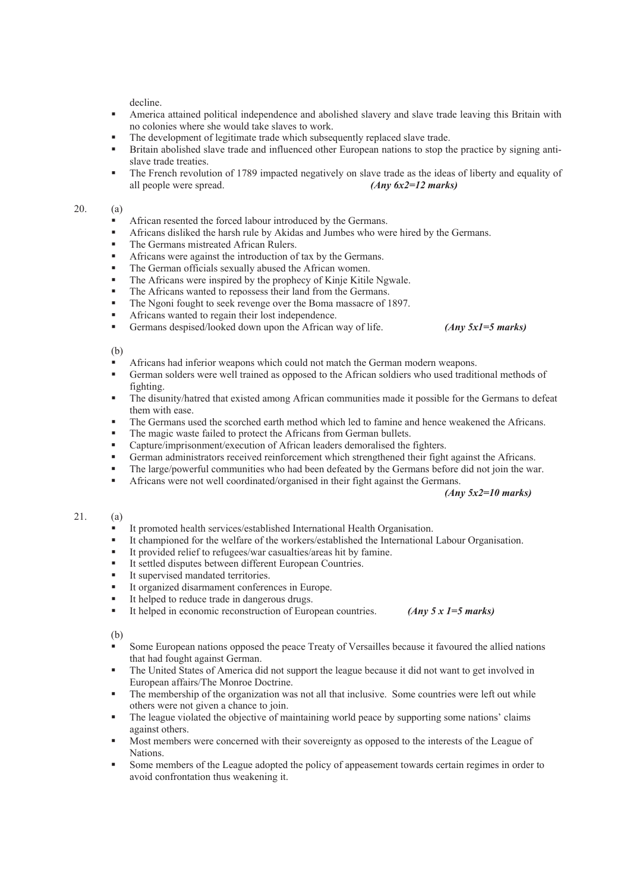decline.

- America attained political independence and abolished slavery and slave trade leaving this Britain with no colonies where she would take slaves to work.
- The development of legitimate trade which subsequently replaced slave trade.
- Britain abolished slave trade and influenced other European nations to stop the practice by signing anti-slave trade treaties.
- The French revolution of 1789 impacted negatively on slave trade as the ideas of liberty and equality of all people were spread. ***(Any 6x2=12 marks)***

20. (a)

- African resented the forced labour introduced by the Germans.
- Africans disliked the harsh rule by Akidas and Jumbes who were hired by the Germans.
- The Germans mistreated African Rulers.
- Africans were against the introduction of tax by the Germans.
- The German officials sexually abused the African women.
- The Africans were inspired by the prophecy of Kinje Kitile Ngwale.
- The Africans wanted to repossess their land from the Germans.
- The Ngoni fought to seek revenge over the Boma massacre of 1897.
- Africans wanted to regain their lost independence.
- Germans despised/looked down upon the African way of life. ***(Any 5x1=5 marks)***

(b)

- Africans had inferior weapons which could not match the German modern weapons.
- German solders were well trained as opposed to the African soldiers who used traditional methods of fighting.
- The disunity/hatred that existed among African communities made it possible for the Germans to defeat them with ease.
- The Germans used the scorched earth method which led to famine and hence weakened the Africans.
- The magic waste failed to protect the Africans from German bullets.
- Capture/imprisonment/execution of African leaders demoralised the fighters.
- German administrators received reinforcement which strengthened their fight against the Africans.
- The large/powerful communities who had been defeated by the Germans before did not join the war.
- Africans were not well coordinated/organised in their fight against the Germans.

***(Any 5x2=10 marks)***

21. (a)

- It promoted health services/established International Health Organisation.
- It championed for the welfare of the workers/established the International Labour Organisation.
- It provided relief to refugees/war casualties/areas hit by famine.
- It settled disputes between different European Countries.
- It supervised mandated territories.
- It organized disarmament conferences in Europe.
- It helped to reduce trade in dangerous drugs.
- It helped in economic reconstruction of European countries. ***(Any 5 x 1=5 marks)***

(b)

- Some European nations opposed the peace Treaty of Versailles because it favoured the allied nations that had fought against German.
- The United States of America did not support the league because it did not want to get involved in European affairs/The Monroe Doctrine.
- The membership of the organization was not all that inclusive. Some countries were left out while others were not given a chance to join.
- The league violated the objective of maintaining world peace by supporting some nations' claims against others.
- Most members were concerned with their sovereignty as opposed to the interests of the League of Nations.
- Some members of the League adopted the policy of appeasement towards certain regimes in order to avoid confrontation thus weakening it.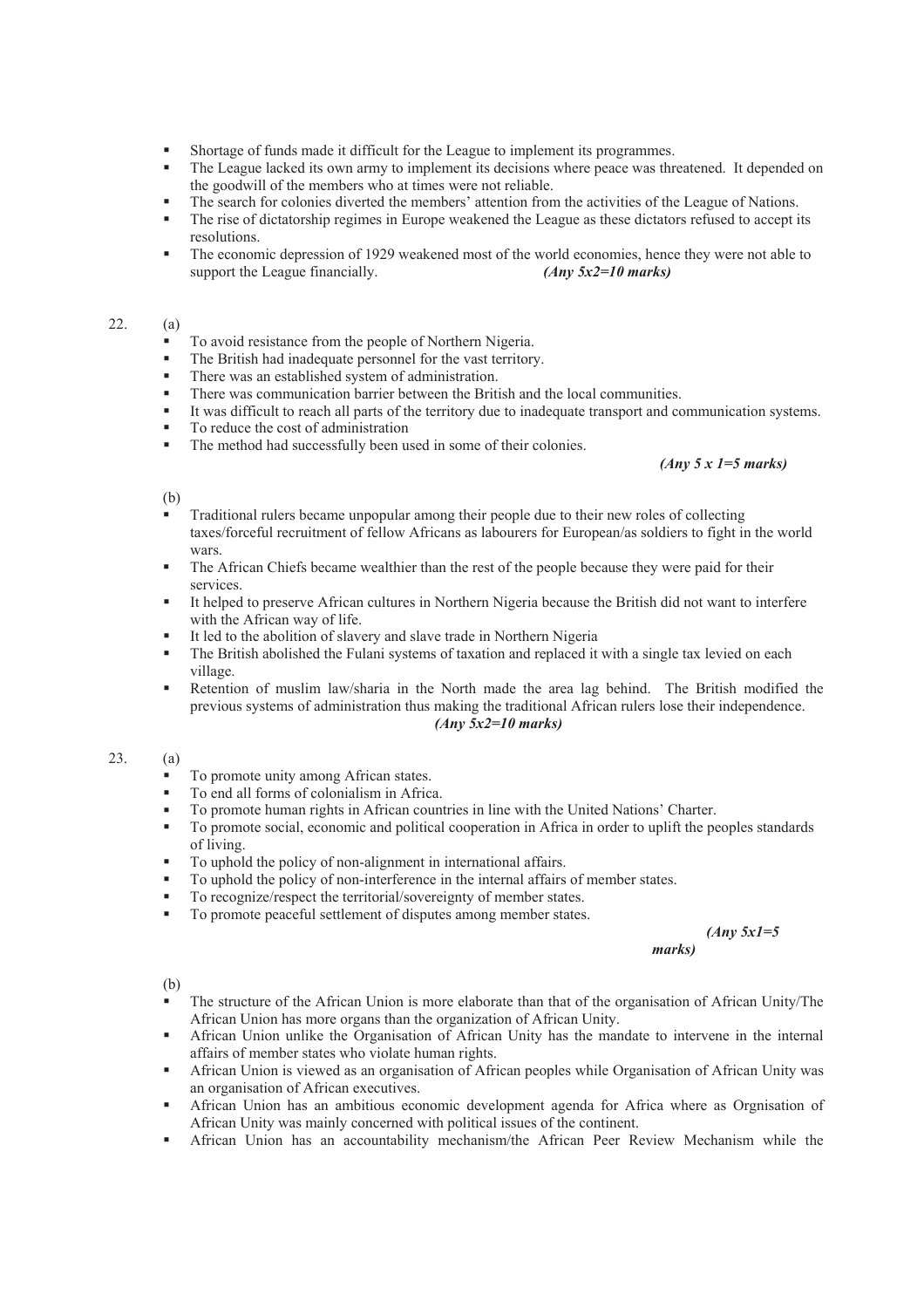- Shortage of funds made it difficult for the League to implement its programmes.
- The League lacked its own army to implement its decisions where peace was threatened. It depended on the goodwill of the members who at times were not reliable.
- The search for colonies diverted the members' attention from the activities of the League of Nations.
- The rise of dictatorship regimes in Europe weakened the League as these dictators refused to accept its resolutions.
- The economic depression of 1929 weakened most of the world economies, hence they were not able to support the League financially. *(Any 5x2=10 marks)*

22. (a)

- To avoid resistance from the people of Northern Nigeria.
- The British had inadequate personnel for the vast territory.
- There was an established system of administration.
- There was communication barrier between the British and the local communities.
- It was difficult to reach all parts of the territory due to inadequate transport and communication systems.
- To reduce the cost of administration
- The method had successfully been used in some of their colonies.

*(Any 5 x 1=5 marks)*

(b)

- Traditional rulers became unpopular among their people due to their new roles of collecting taxes/forceful recruitment of fellow Africans as labourers for European/as soldiers to fight in the world wars.
- The African Chiefs became wealthier than the rest of the people because they were paid for their services.
- It helped to preserve African cultures in Northern Nigeria because the British did not want to interfere with the African way of life.
- It led to the abolition of slavery and slave trade in Northern Nigeria
- The British abolished the Fulani systems of taxation and replaced it with a single tax levied on each village.
- Retention of muslim law/sharia in the North made the area lag behind. The British modified the previous systems of administration thus making the traditional African rulers lose their independence.

*(Any 5x2=10 marks)*

23. (a)

- To promote unity among African states.
- To end all forms of colonialism in Africa.
- To promote human rights in African countries in line with the United Nations' Charter.
- To promote social, economic and political cooperation in Africa in order to uplift the peoples standards of living.
- To uphold the policy of non-alignment in international affairs.
- To uphold the policy of non-interference in the internal affairs of member states.
- To recognize/respect the territorial/sovereignty of member states.
- To promote peaceful settlement of disputes among member states.

*(Any 5x1=5 marks)*

(b)

- The structure of the African Union is more elaborate than that of the organisation of African Unity/The African Union has more organs than the organization of African Unity.
- African Union unlike the Organisation of African Unity has the mandate to intervene in the internal affairs of member states who violate human rights.
- African Union is viewed as an organisation of African peoples while Organisation of African Unity was an organisation of African executives.
- African Union has an ambitious economic development agenda for Africa where as Orgnisation of African Unity was mainly concerned with political issues of the continent.
- African Union has an accountability mechanism/the African Peer Review Mechanism while the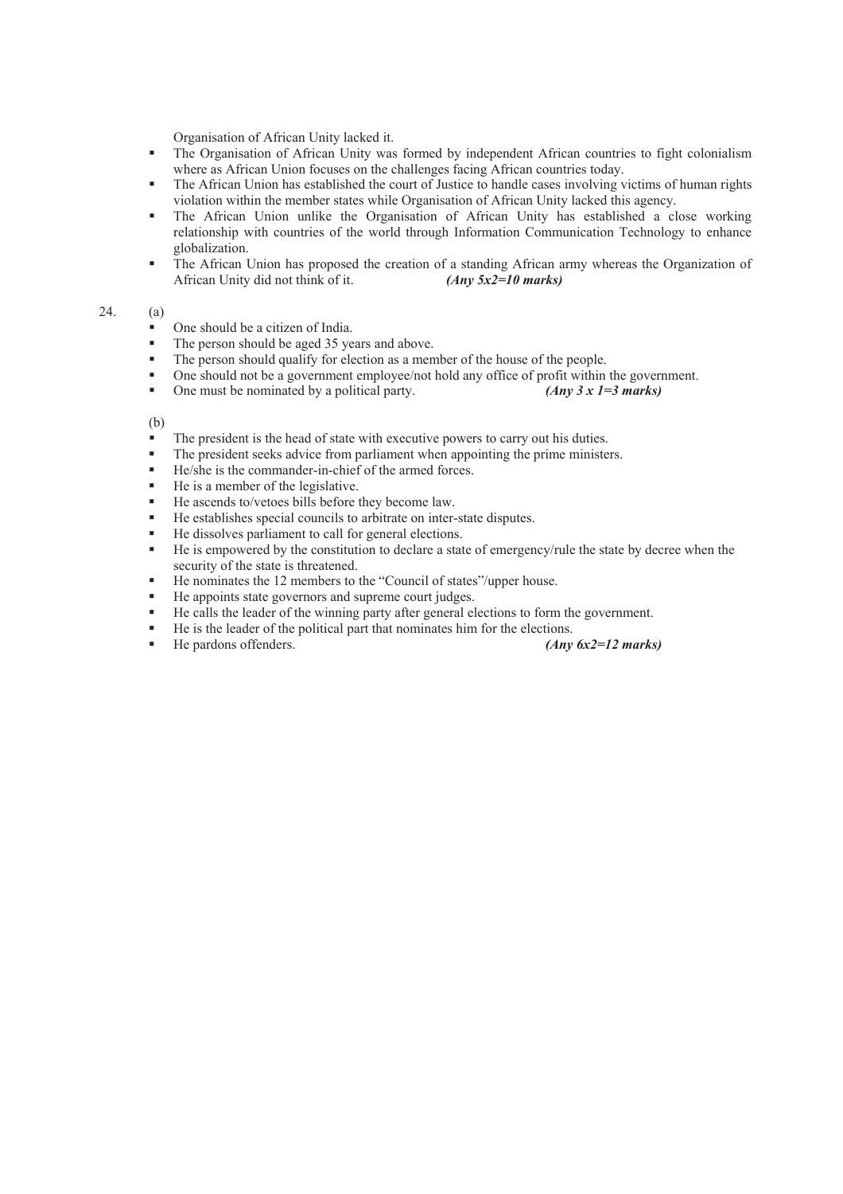Organisation of African Unity lacked it.

- The Organisation of African Unity was formed by independent African countries to fight colonialism where as African Union focuses on the challenges facing African countries today.
- The African Union has established the court of Justice to handle cases involving victims of human rights violation within the member states while Organisation of African Unity lacked this agency.
- The African Union unlike the Organisation of African Unity has established a close working relationship with countries of the world through Information Communication Technology to enhance globalization.
- The African Union has proposed the creation of a standing African army whereas the Organization of African Unity did not think of it. ***(Any 5x2=10 marks)***

24. (a)

- One should be a citizen of India.
- The person should be aged 35 years and above.
- The person should qualify for election as a member of the house of the people.
- One should not be a government employee/not hold any office of profit within the government.
- One must be nominated by a political party. ***(Any 3 x 1=3 marks)***

(b)

- The president is the head of state with executive powers to carry out his duties.
- The president seeks advice from parliament when appointing the prime ministers.
- He/she is the commander-in-chief of the armed forces.
- He is a member of the legislative.
- He ascends to/vetoes bills before they become law.
- He establishes special councils to arbitrate on inter-state disputes.
- He dissolves parliament to call for general elections.
- He is empowered by the constitution to declare a state of emergency/rule the state by decree when the security of the state is threatened.
- He nominates the 12 members to the "Council of states"/upper house.
- He appoints state governors and supreme court judges.
- He calls the leader of the winning party after general elections to form the government.
- He is the leader of the political part that nominates him for the elections.
- He pardons offenders. ***(Any 6x2=12 marks)***